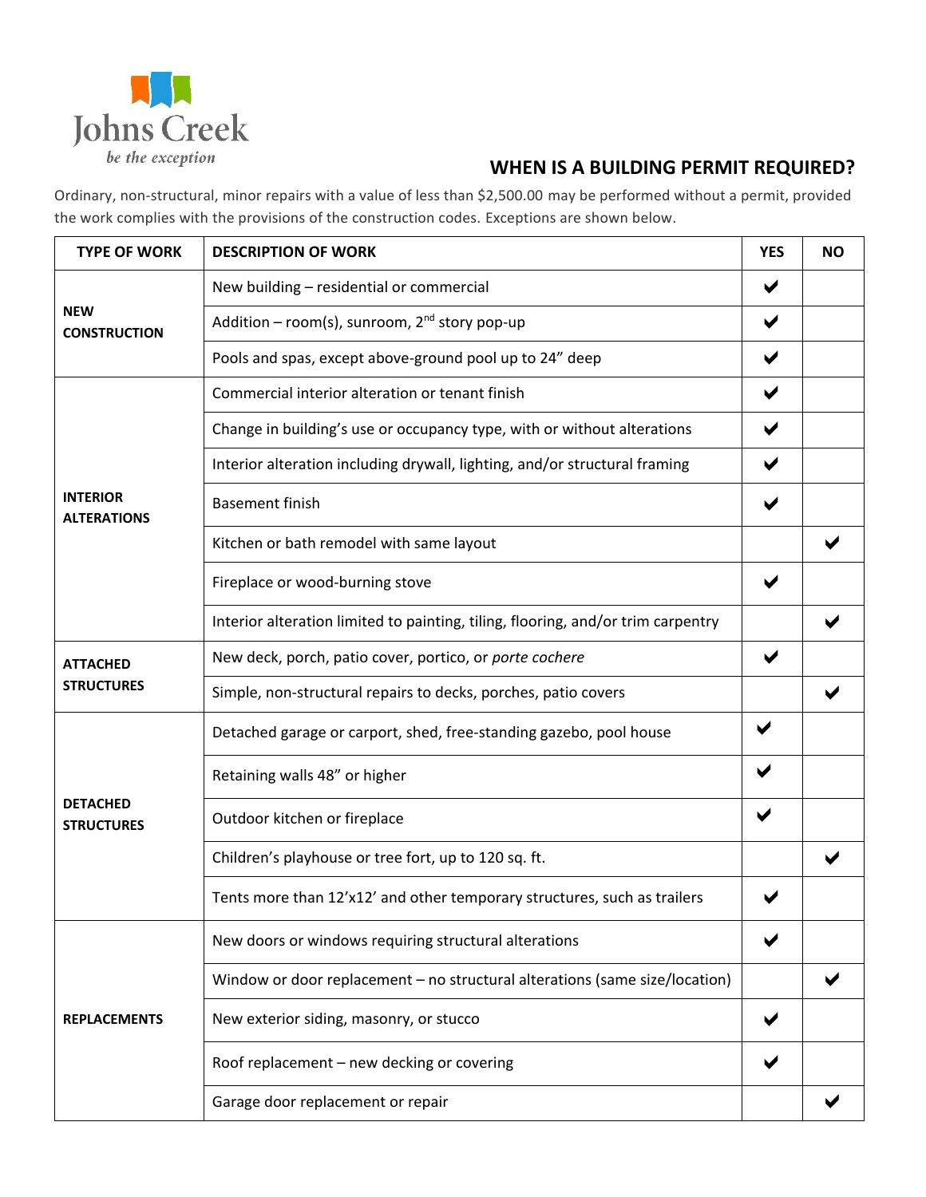Johns Creek

*be the exception*

# WHEN IS A BUILDING PERMIT REQUIRED?

Ordinary, non-structural, minor repairs with a value of less than $2,500.00 may be performed without a permit, provided the work complies with the provisions of the construction codes. Exceptions are shown below.

| TYPE OF WORK | DESCRIPTION OF WORK | YES | NO |
|---|---|---|---|
| **NEW CONSTRUCTION** | New building – residential or commercial | ✔ | |
| | Addition – room(s), sunroom, 2nd story pop-up | ✔ | |
| | Pools and spas, except above-ground pool up to 24" deep | ✔ | |
| **INTERIOR ALTERATIONS** | Commercial interior alteration or tenant finish | ✔ | |
| | Change in building's use or occupancy type, with or without alterations | ✔ | |
| | Interior alteration including drywall, lighting, and/or structural framing | ✔ | |
| | Basement finish | ✔ | |
| | Kitchen or bath remodel with same layout | | ✔ |
| | Fireplace or wood-burning stove | ✔ | |
| | Interior alteration limited to painting, tiling, flooring, and/or trim carpentry | | ✔ |
| **ATTACHED STRUCTURES** | New deck, porch, patio cover, portico, or *porte cochere* | ✔ | |
| | Simple, non-structural repairs to decks, porches, patio covers | | ✔ |
| **DETACHED STRUCTURES** | Detached garage or carport, shed, free-standing gazebo, pool house | ✔ | |
| | Retaining walls 48" or higher | ✔ | |
| | Outdoor kitchen or fireplace | ✔ | |
| | Children's playhouse or tree fort, up to 120 sq. ft. | | ✔ |
| | Tents more than 12'x12' and other temporary structures, such as trailers | ✔ | |
| **REPLACEMENTS** | New doors or windows requiring structural alterations | ✔ | |
| | Window or door replacement – no structural alterations (same size/location) | | ✔ |
| | New exterior siding, masonry, or stucco | ✔ | |
| | Roof replacement – new decking or covering | ✔ | |
| | Garage door replacement or repair | | ✔ |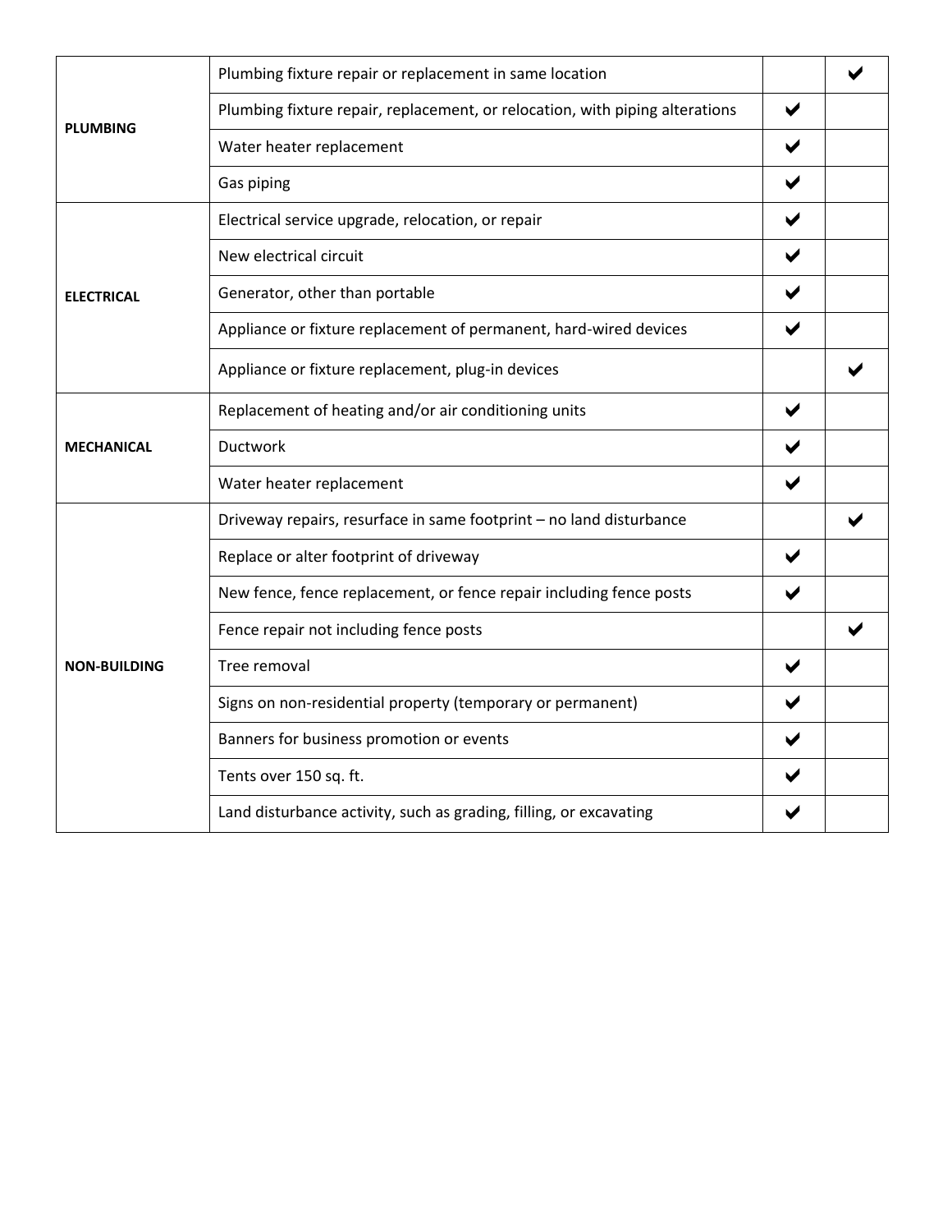| | | | |
|---|---|---|---|
| **PLUMBING** | Plumbing fixture repair or replacement in same location | | ✔ |
| | Plumbing fixture repair, replacement, or relocation, with piping alterations | ✔ | |
| | Water heater replacement | ✔ | |
| | Gas piping | ✔ | |
| **ELECTRICAL** | Electrical service upgrade, relocation, or repair | ✔ | |
| | New electrical circuit | ✔ | |
| | Generator, other than portable | ✔ | |
| | Appliance or fixture replacement of permanent, hard-wired devices | ✔ | |
| | Appliance or fixture replacement, plug-in devices | | ✔ |
| **MECHANICAL** | Replacement of heating and/or air conditioning units | ✔ | |
| | Ductwork | ✔ | |
| | Water heater replacement | ✔ | |
| **NON-BUILDING** | Driveway repairs, resurface in same footprint – no land disturbance | | ✔ |
| | Replace or alter footprint of driveway | ✔ | |
| | New fence, fence replacement, or fence repair including fence posts | ✔ | |
| | Fence repair not including fence posts | | ✔ |
| | Tree removal | ✔ | |
| | Signs on non-residential property (temporary or permanent) | ✔ | |
| | Banners for business promotion or events | ✔ | |
| | Tents over 150 sq. ft. | ✔ | |
| | Land disturbance activity, such as grading, filling, or excavating | ✔ | |